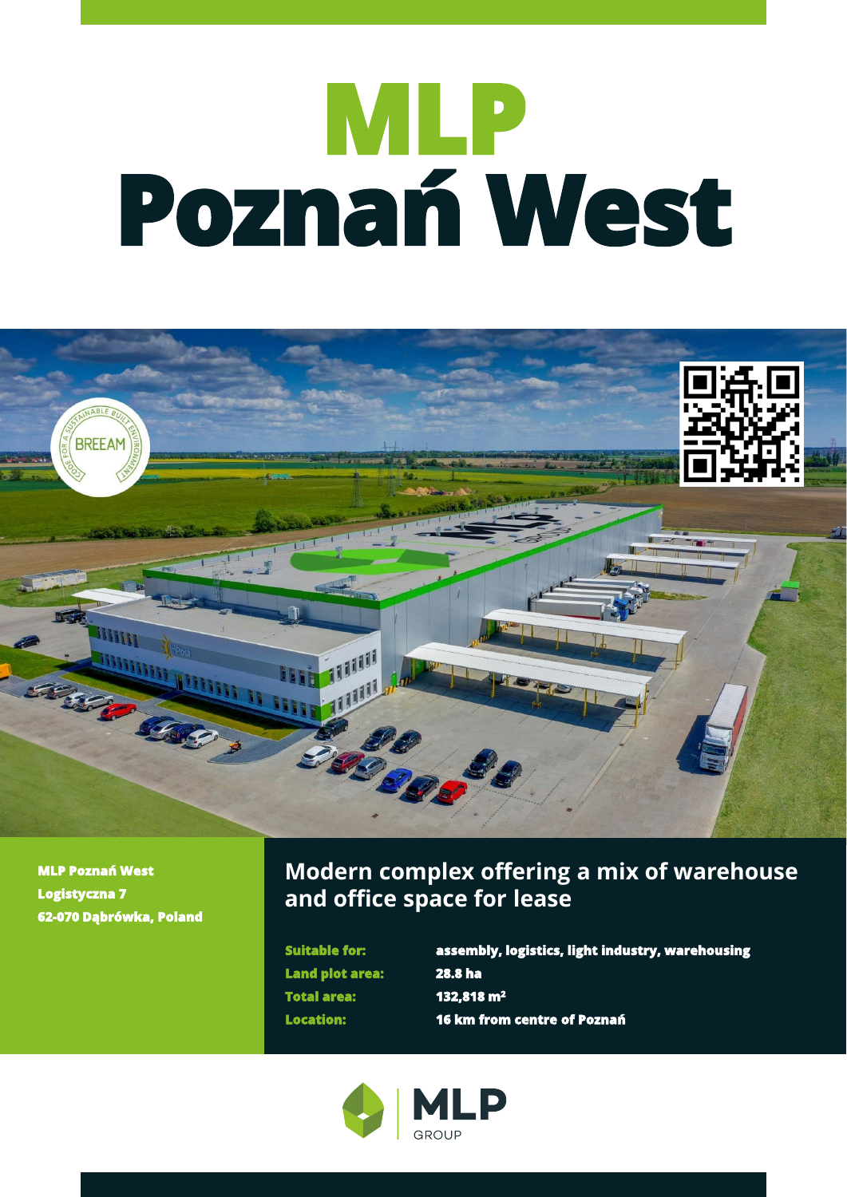# MLP
# Poznań West

**MLP Poznań West**
**Logistyczna 7**
**62-070 Dąbrówka, Poland**

## Modern complex offering a mix of warehouse and office space for lease

| | |
|---|---|
| **Suitable for:** | **assembly, logistics, light industry, warehousing** |
| **Land plot area:** | **28.8 ha** |
| **Total area:** | **132,818 m²** |
| **Location:** | **16 km from centre of Poznań** |

MLP GROUP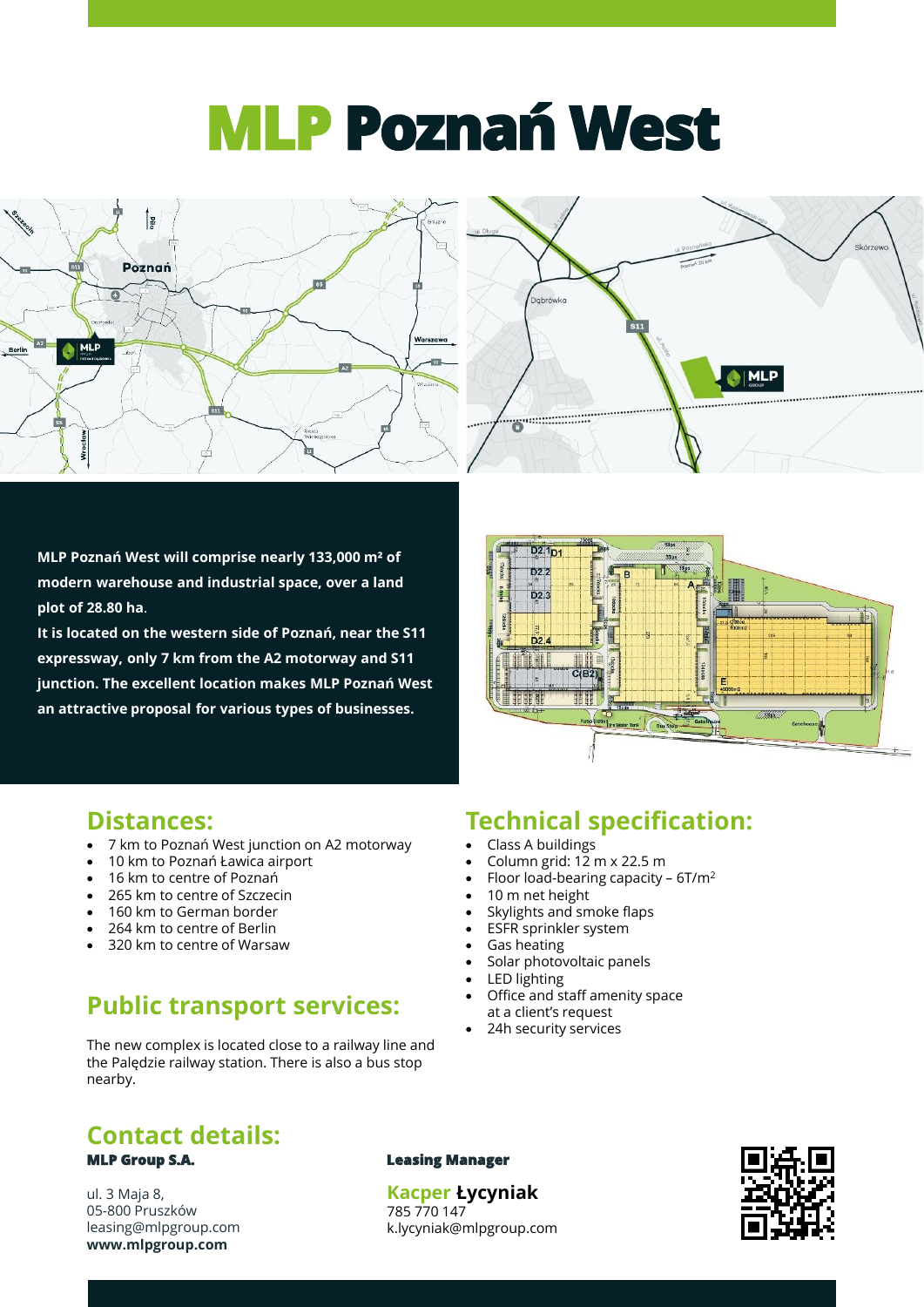# MLP Poznań West

**MLP Poznań West will comprise nearly 133,000 m² of modern warehouse and industrial space, over a land plot of 28.80 ha.**
**It is located on the western side of Poznań, near the S11 expressway, only 7 km from the A2 motorway and S11 junction. The excellent location makes MLP Poznań West an attractive proposal for various types of businesses.**

## Distances:

- 7 km to Poznań West junction on A2 motorway
- 10 km to Poznań Ławica airport
- 16 km to centre of Poznań
- 265 km to centre of Szczecin
- 160 km to German border
- 264 km to centre of Berlin
- 320 km to centre of Warsaw

## Public transport services:

The new complex is located close to a railway line and the Palędzie railway station. There is also a bus stop nearby.

## Technical specification:

- Class A buildings
- Column grid: 12 m x 22.5 m
- Floor load-bearing capacity – 6T/m$^2$
- 10 m net height
- Skylights and smoke flaps
- ESFR sprinkler system
- Gas heating
- Solar photovoltaic panels
- LED lighting
- Office and staff amenity space at a client's request
- 24h security services

## Contact details:

**MLP Group S.A.**

ul. 3 Maja 8,
05-800 Pruszków
leasing@mlpgroup.com
**www.mlpgroup.com**

**Leasing Manager**

**Kacper Łycyniak**
785 770 147
k.lycyniak@mlpgroup.com